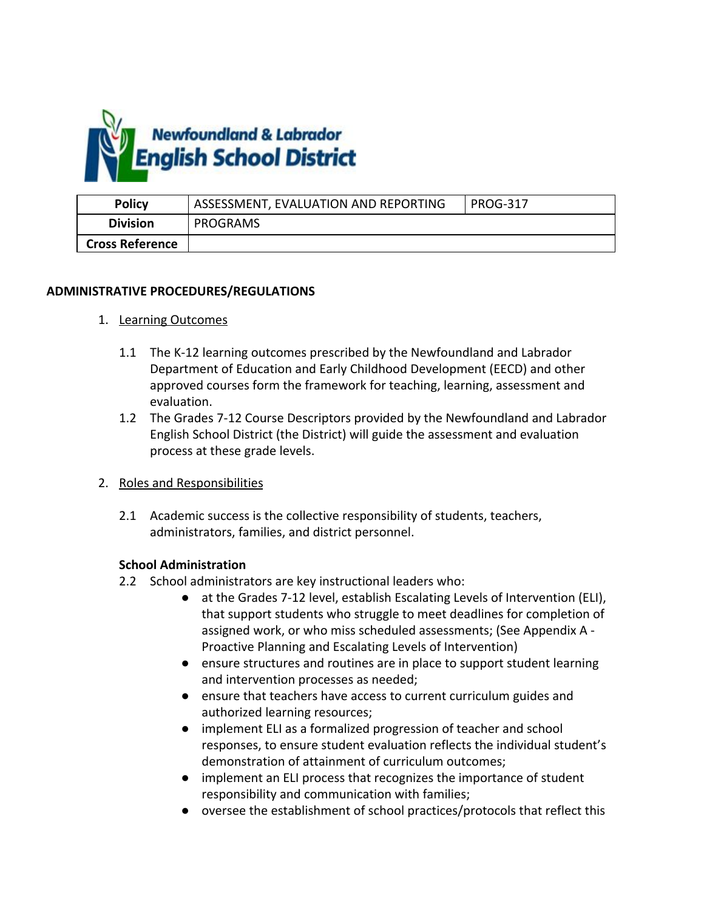Newfoundland & Labrador English School District

| Policy | ASSESSMENT, EVALUATION AND REPORTING | PROG-317 |
|---|---|---|
| Division | PROGRAMS | |
| Cross Reference | | |

## ADMINISTRATIVE PROCEDURES/REGULATIONS

1. Learning Outcomes

   1.1 The K-12 learning outcomes prescribed by the Newfoundland and Labrador Department of Education and Early Childhood Development (EECD) and other approved courses form the framework for teaching, learning, assessment and evaluation.

   1.2 The Grades 7-12 Course Descriptors provided by the Newfoundland and Labrador English School District (the District) will guide the assessment and evaluation process at these grade levels.

2. Roles and Responsibilities

   2.1 Academic success is the collective responsibility of students, teachers, administrators, families, and district personnel.

   **School Administration**

   2.2 School administrators are key instructional leaders who:
   - at the Grades 7-12 level, establish Escalating Levels of Intervention (ELI), that support students who struggle to meet deadlines for completion of assigned work, or who miss scheduled assessments; (See Appendix A - Proactive Planning and Escalating Levels of Intervention)
   - ensure structures and routines are in place to support student learning and intervention processes as needed;
   - ensure that teachers have access to current curriculum guides and authorized learning resources;
   - implement ELI as a formalized progression of teacher and school responses, to ensure student evaluation reflects the individual student's demonstration of attainment of curriculum outcomes;
   - implement an ELI process that recognizes the importance of student responsibility and communication with families;
   - oversee the establishment of school practices/protocols that reflect this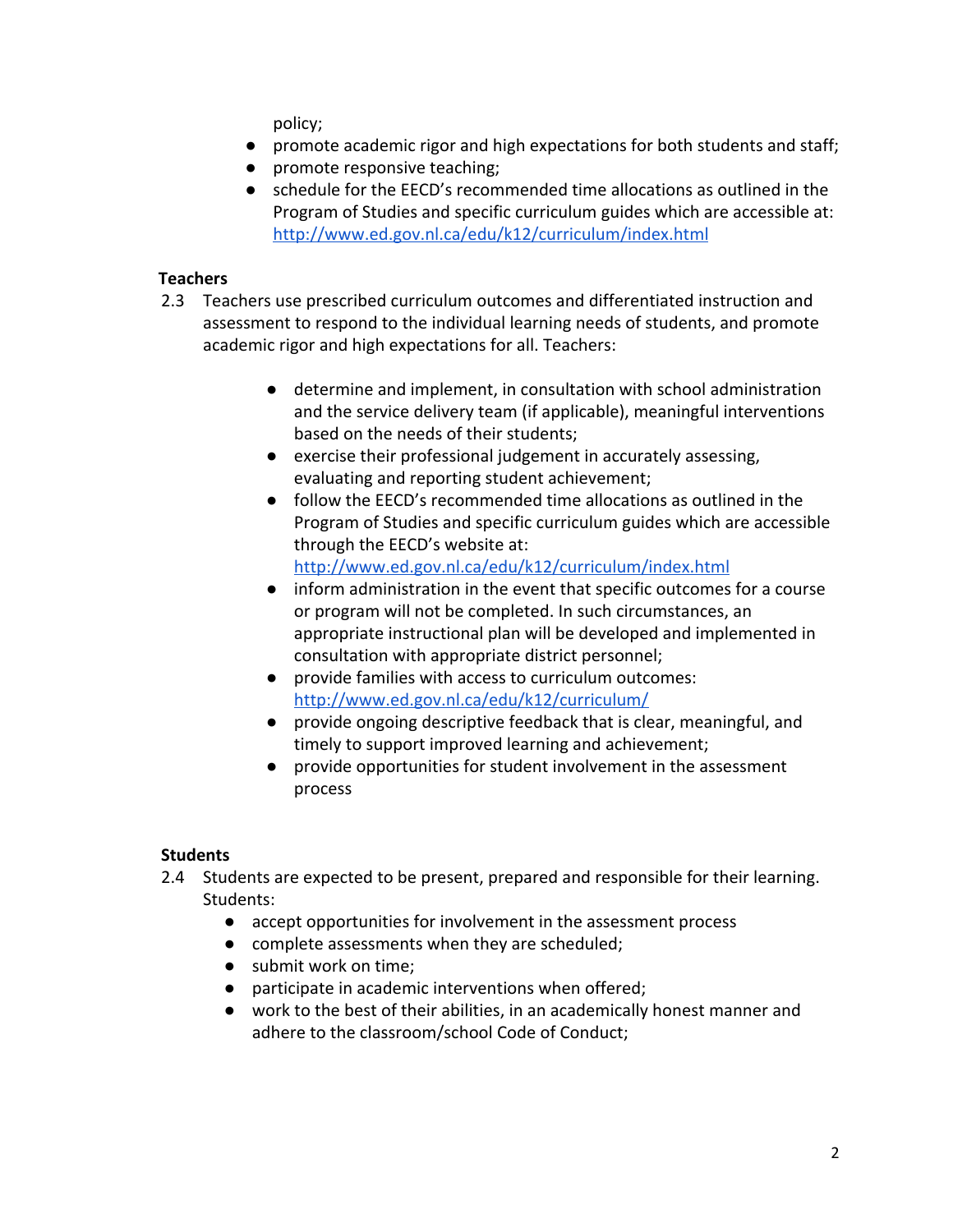policy;

- promote academic rigor and high expectations for both students and staff;
- promote responsive teaching;
- schedule for the EECD's recommended time allocations as outlined in the Program of Studies and specific curriculum guides which are accessible at: http://www.ed.gov.nl.ca/edu/k12/curriculum/index.html

**Teachers**

2.3 Teachers use prescribed curriculum outcomes and differentiated instruction and assessment to respond to the individual learning needs of students, and promote academic rigor and high expectations for all. Teachers:

- determine and implement, in consultation with school administration and the service delivery team (if applicable), meaningful interventions based on the needs of their students;
- exercise their professional judgement in accurately assessing, evaluating and reporting student achievement;
- follow the EECD's recommended time allocations as outlined in the Program of Studies and specific curriculum guides which are accessible through the EECD's website at: http://www.ed.gov.nl.ca/edu/k12/curriculum/index.html
- inform administration in the event that specific outcomes for a course or program will not be completed. In such circumstances, an appropriate instructional plan will be developed and implemented in consultation with appropriate district personnel;
- provide families with access to curriculum outcomes: http://www.ed.gov.nl.ca/edu/k12/curriculum/
- provide ongoing descriptive feedback that is clear, meaningful, and timely to support improved learning and achievement;
- provide opportunities for student involvement in the assessment process

**Students**

2.4 Students are expected to be present, prepared and responsible for their learning. Students:

- accept opportunities for involvement in the assessment process
- complete assessments when they are scheduled;
- submit work on time;
- participate in academic interventions when offered;
- work to the best of their abilities, in an academically honest manner and adhere to the classroom/school Code of Conduct;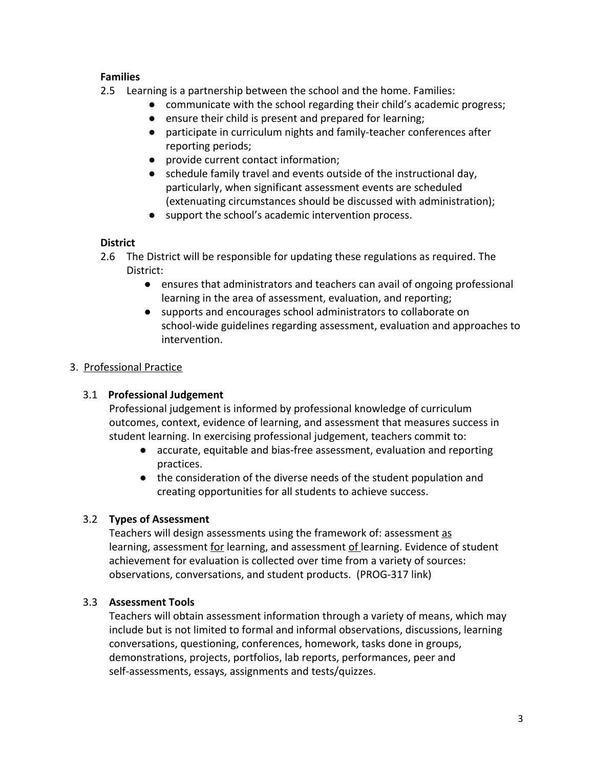**Families**

2.5 Learning is a partnership between the school and the home. Families:

- communicate with the school regarding their child's academic progress;
- ensure their child is present and prepared for learning;
- participate in curriculum nights and family-teacher conferences after reporting periods;
- provide current contact information;
- schedule family travel and events outside of the instructional day, particularly, when significant assessment events are scheduled (extenuating circumstances should be discussed with administration);
- support the school's academic intervention process.

**District**

2.6 The District will be responsible for updating these regulations as required. The District:

- ensures that administrators and teachers can avail of ongoing professional learning in the area of assessment, evaluation, and reporting;
- supports and encourages school administrators to collaborate on school-wide guidelines regarding assessment, evaluation and approaches to intervention.

3. <u>Professional Practice</u>

3.1 **Professional Judgement**

Professional judgement is informed by professional knowledge of curriculum outcomes, context, evidence of learning, and assessment that measures success in student learning. In exercising professional judgement, teachers commit to:

- accurate, equitable and bias-free assessment, evaluation and reporting practices.
- the consideration of the diverse needs of the student population and creating opportunities for all students to achieve success.

3.2 **Types of Assessment**

Teachers will design assessments using the framework of: assessment <u>as</u> learning, assessment <u>for</u> learning, and assessment <u>of</u> learning. Evidence of student achievement for evaluation is collected over time from a variety of sources: observations, conversations, and student products. (PROG-317 link)

3.3 **Assessment Tools**

Teachers will obtain assessment information through a variety of means, which may include but is not limited to formal and informal observations, discussions, learning conversations, questioning, conferences, homework, tasks done in groups, demonstrations, projects, portfolios, lab reports, performances, peer and self-assessments, essays, assignments and tests/quizzes.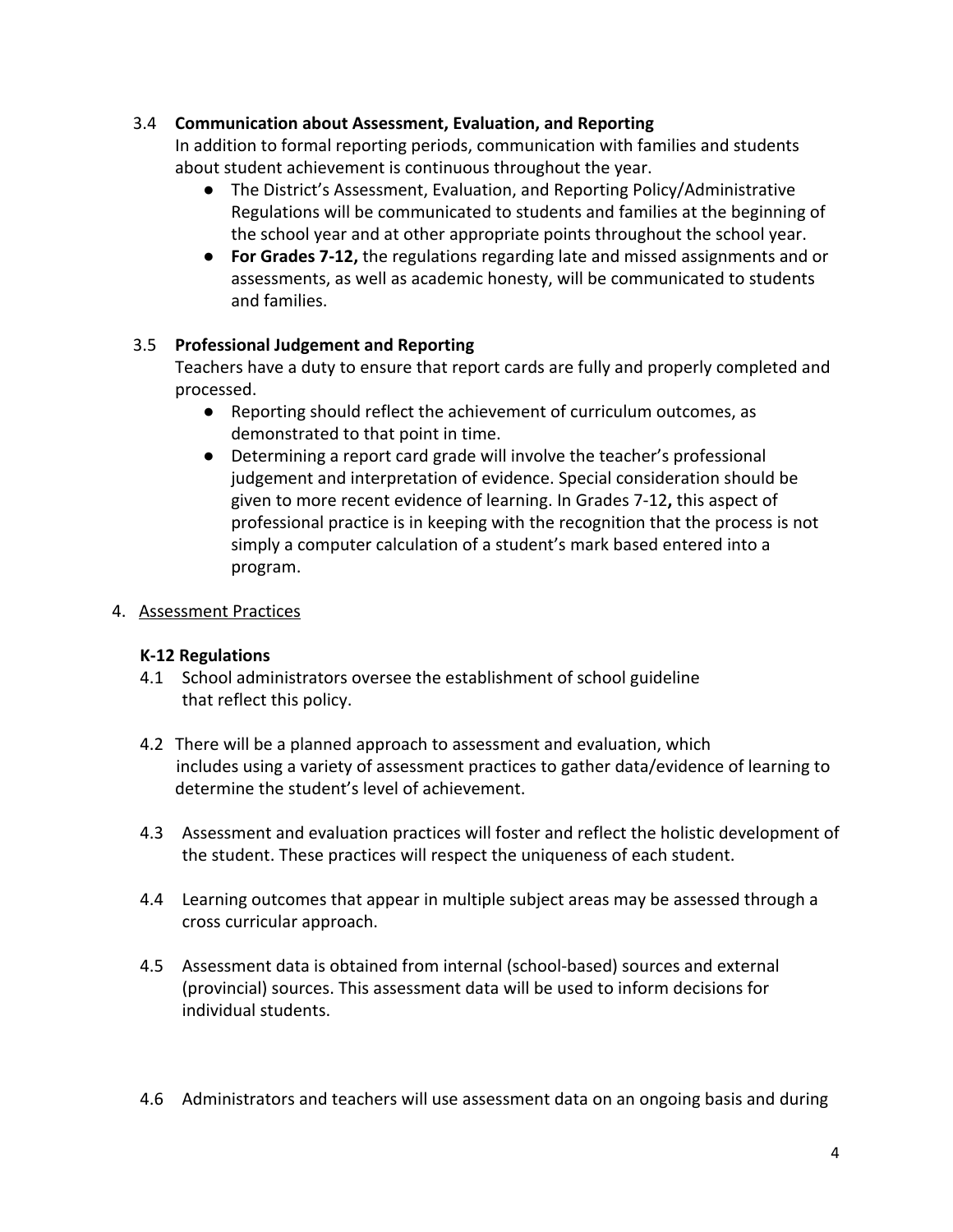3.4 **Communication about Assessment, Evaluation, and Reporting**

In addition to formal reporting periods, communication with families and students about student achievement is continuous throughout the year.

- The District's Assessment, Evaluation, and Reporting Policy/Administrative Regulations will be communicated to students and families at the beginning of the school year and at other appropriate points throughout the school year.
- **For Grades 7-12,** the regulations regarding late and missed assignments and or assessments, as well as academic honesty, will be communicated to students and families.

3.5 **Professional Judgement and Reporting**

Teachers have a duty to ensure that report cards are fully and properly completed and processed.

- Reporting should reflect the achievement of curriculum outcomes, as demonstrated to that point in time.
- Determining a report card grade will involve the teacher's professional judgement and interpretation of evidence. Special consideration should be given to more recent evidence of learning. In Grades 7-12**,** this aspect of professional practice is in keeping with the recognition that the process is not simply a computer calculation of a student's mark based entered into a program.

4. <u>Assessment Practices</u>

**K-12 Regulations**

4.1 School administrators oversee the establishment of school guideline that reflect this policy.

4.2 There will be a planned approach to assessment and evaluation, which includes using a variety of assessment practices to gather data/evidence of learning to determine the student's level of achievement.

4.3 Assessment and evaluation practices will foster and reflect the holistic development of the student. These practices will respect the uniqueness of each student.

4.4 Learning outcomes that appear in multiple subject areas may be assessed through a cross curricular approach.

4.5 Assessment data is obtained from internal (school-based) sources and external (provincial) sources. This assessment data will be used to inform decisions for individual students.

4.6 Administrators and teachers will use assessment data on an ongoing basis and during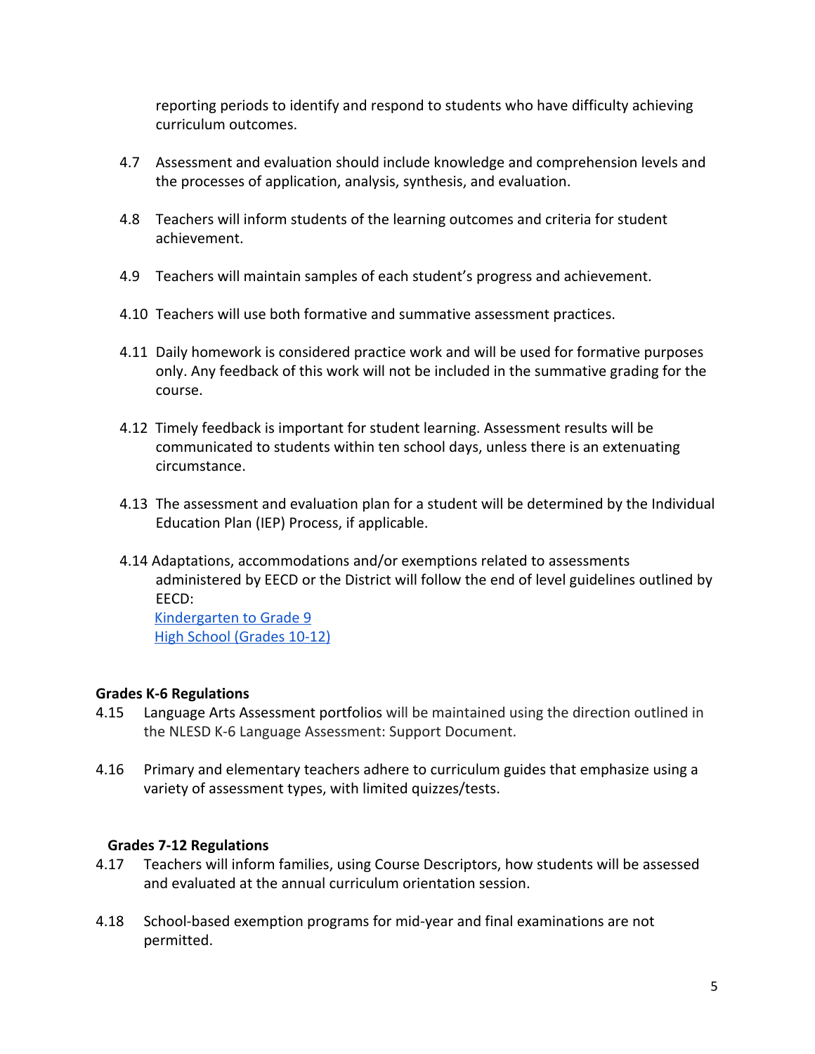reporting periods to identify and respond to students who have difficulty achieving curriculum outcomes.

4.7 Assessment and evaluation should include knowledge and comprehension levels and the processes of application, analysis, synthesis, and evaluation.

4.8 Teachers will inform students of the learning outcomes and criteria for student achievement.

4.9 Teachers will maintain samples of each student's progress and achievement.

4.10 Teachers will use both formative and summative assessment practices.

4.11 Daily homework is considered practice work and will be used for formative purposes only. Any feedback of this work will not be included in the summative grading for the course.

4.12 Timely feedback is important for student learning. Assessment results will be communicated to students within ten school days, unless there is an extenuating circumstance.

4.13 The assessment and evaluation plan for a student will be determined by the Individual Education Plan (IEP) Process, if applicable.

4.14 Adaptations, accommodations and/or exemptions related to assessments administered by EECD or the District will follow the end of level guidelines outlined by EECD:
[Kindergarten to Grade 9]
[High School (Grades 10-12)]

**Grades K-6 Regulations**

4.15 Language Arts Assessment portfolios will be maintained using the direction outlined in the NLESD K-6 Language Assessment: Support Document.

4.16 Primary and elementary teachers adhere to curriculum guides that emphasize using a variety of assessment types, with limited quizzes/tests.

**Grades 7-12 Regulations**

4.17 Teachers will inform families, using Course Descriptors, how students will be assessed and evaluated at the annual curriculum orientation session.

4.18 School-based exemption programs for mid-year and final examinations are not permitted.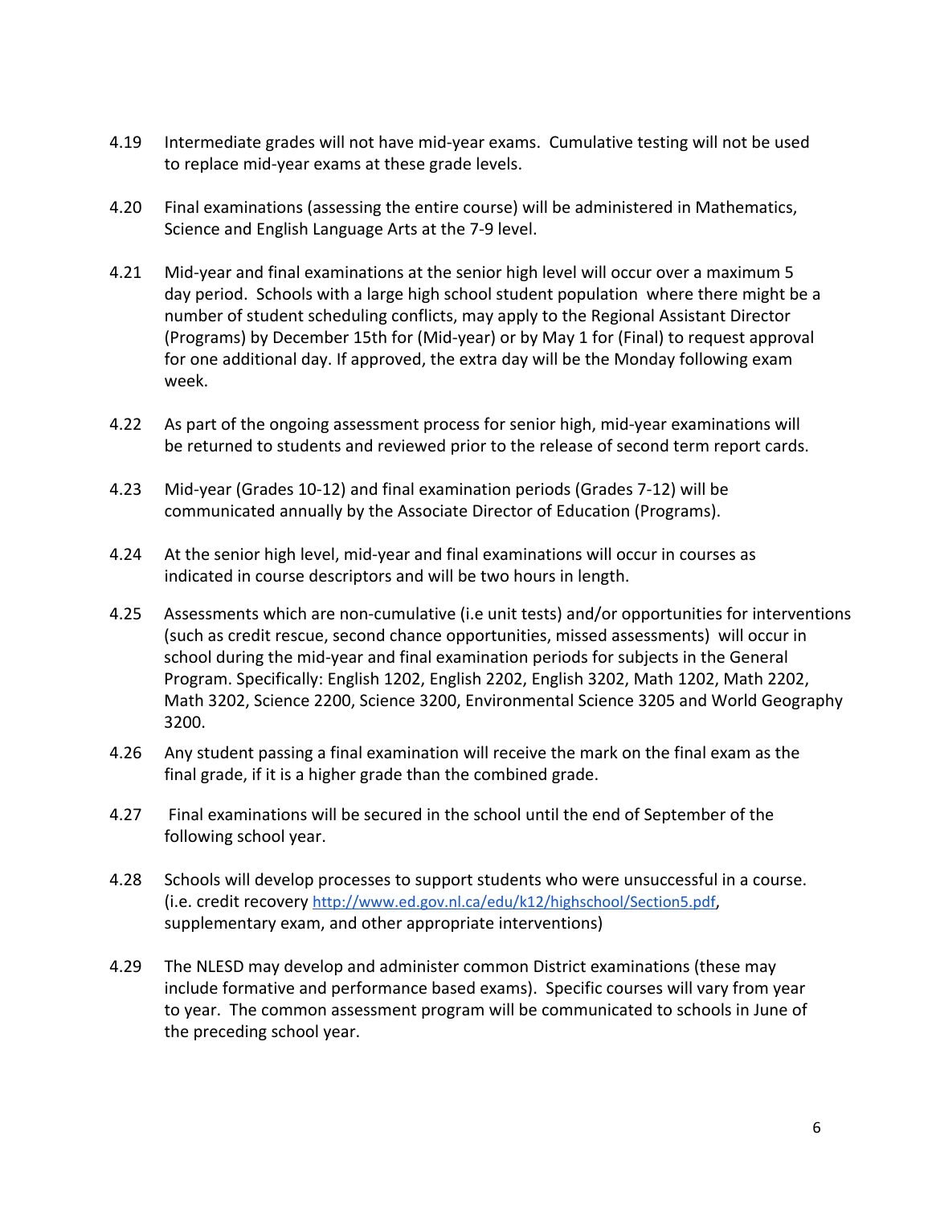4.19 Intermediate grades will not have mid-year exams. Cumulative testing will not be used to replace mid-year exams at these grade levels.

4.20 Final examinations (assessing the entire course) will be administered in Mathematics, Science and English Language Arts at the 7-9 level.

4.21 Mid-year and final examinations at the senior high level will occur over a maximum 5 day period. Schools with a large high school student population where there might be a number of student scheduling conflicts, may apply to the Regional Assistant Director (Programs) by December 15th for (Mid-year) or by May 1 for (Final) to request approval for one additional day. If approved, the extra day will be the Monday following exam week.

4.22 As part of the ongoing assessment process for senior high, mid-year examinations will be returned to students and reviewed prior to the release of second term report cards.

4.23 Mid-year (Grades 10-12) and final examination periods (Grades 7-12) will be communicated annually by the Associate Director of Education (Programs).

4.24 At the senior high level, mid-year and final examinations will occur in courses as indicated in course descriptors and will be two hours in length.

4.25 Assessments which are non-cumulative (i.e unit tests) and/or opportunities for interventions (such as credit rescue, second chance opportunities, missed assessments) will occur in school during the mid-year and final examination periods for subjects in the General Program. Specifically: English 1202, English 2202, English 3202, Math 1202, Math 2202, Math 3202, Science 2200, Science 3200, Environmental Science 3205 and World Geography 3200.

4.26 Any student passing a final examination will receive the mark on the final exam as the final grade, if it is a higher grade than the combined grade.

4.27 Final examinations will be secured in the school until the end of September of the following school year.

4.28 Schools will develop processes to support students who were unsuccessful in a course. (i.e. credit recovery http://www.ed.gov.nl.ca/edu/k12/highschool/Section5.pdf, supplementary exam, and other appropriate interventions)

4.29 The NLESD may develop and administer common District examinations (these may include formative and performance based exams). Specific courses will vary from year to year. The common assessment program will be communicated to schools in June of the preceding school year.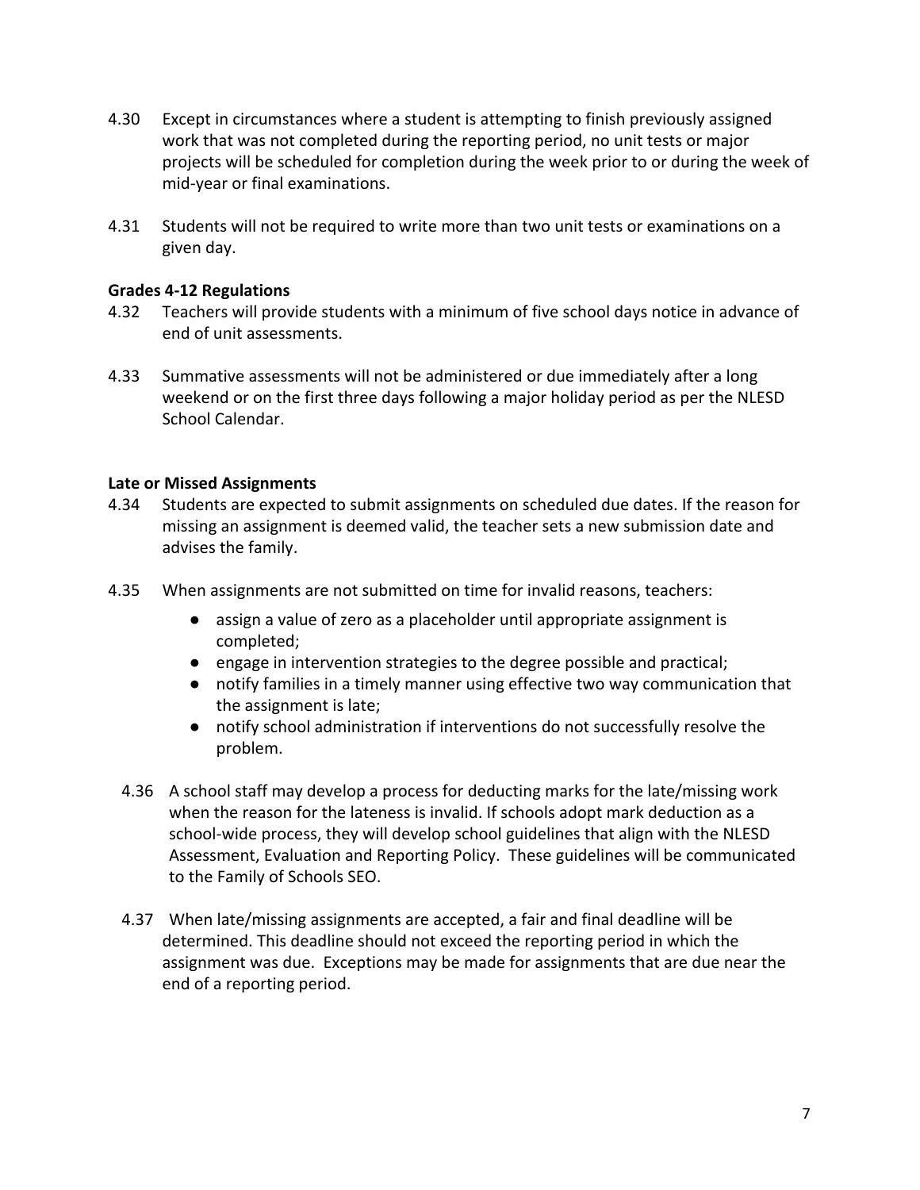4.30 Except in circumstances where a student is attempting to finish previously assigned work that was not completed during the reporting period, no unit tests or major projects will be scheduled for completion during the week prior to or during the week of mid-year or final examinations.

4.31 Students will not be required to write more than two unit tests or examinations on a given day.

**Grades 4-12 Regulations**

4.32 Teachers will provide students with a minimum of five school days notice in advance of end of unit assessments.

4.33 Summative assessments will not be administered or due immediately after a long weekend or on the first three days following a major holiday period as per the NLESD School Calendar.

**Late or Missed Assignments**

4.34 Students are expected to submit assignments on scheduled due dates. If the reason for missing an assignment is deemed valid, the teacher sets a new submission date and advises the family.

4.35 When assignments are not submitted on time for invalid reasons, teachers:

- assign a value of zero as a placeholder until appropriate assignment is completed;
- engage in intervention strategies to the degree possible and practical;
- notify families in a timely manner using effective two way communication that the assignment is late;
- notify school administration if interventions do not successfully resolve the problem.

4.36 A school staff may develop a process for deducting marks for the late/missing work when the reason for the lateness is invalid. If schools adopt mark deduction as a school-wide process, they will develop school guidelines that align with the NLESD Assessment, Evaluation and Reporting Policy. These guidelines will be communicated to the Family of Schools SEO.

4.37 When late/missing assignments are accepted, a fair and final deadline will be determined. This deadline should not exceed the reporting period in which the assignment was due. Exceptions may be made for assignments that are due near the end of a reporting period.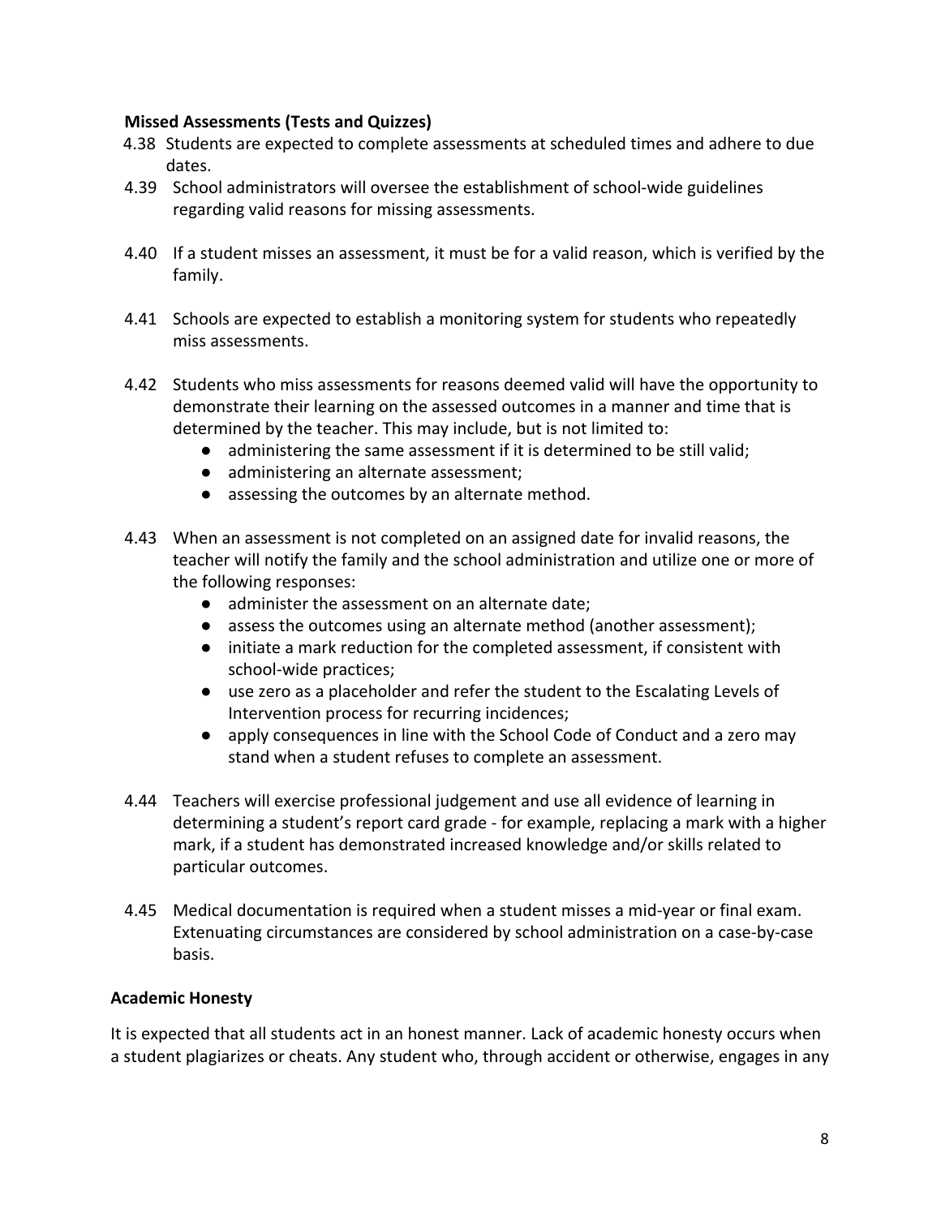**Missed Assessments (Tests and Quizzes)**

4.38 Students are expected to complete assessments at scheduled times and adhere to due dates.

4.39 School administrators will oversee the establishment of school-wide guidelines regarding valid reasons for missing assessments.

4.40 If a student misses an assessment, it must be for a valid reason, which is verified by the family.

4.41 Schools are expected to establish a monitoring system for students who repeatedly miss assessments.

4.42 Students who miss assessments for reasons deemed valid will have the opportunity to demonstrate their learning on the assessed outcomes in a manner and time that is determined by the teacher. This may include, but is not limited to:

- administering the same assessment if it is determined to be still valid;
- administering an alternate assessment;
- assessing the outcomes by an alternate method.

4.43 When an assessment is not completed on an assigned date for invalid reasons, the teacher will notify the family and the school administration and utilize one or more of the following responses:

- administer the assessment on an alternate date;
- assess the outcomes using an alternate method (another assessment);
- initiate a mark reduction for the completed assessment, if consistent with school-wide practices;
- use zero as a placeholder and refer the student to the Escalating Levels of Intervention process for recurring incidences;
- apply consequences in line with the School Code of Conduct and a zero may stand when a student refuses to complete an assessment.

4.44 Teachers will exercise professional judgement and use all evidence of learning in determining a student's report card grade - for example, replacing a mark with a higher mark, if a student has demonstrated increased knowledge and/or skills related to particular outcomes.

4.45 Medical documentation is required when a student misses a mid-year or final exam. Extenuating circumstances are considered by school administration on a case-by-case basis.

**Academic Honesty**

It is expected that all students act in an honest manner. Lack of academic honesty occurs when a student plagiarizes or cheats. Any student who, through accident or otherwise, engages in any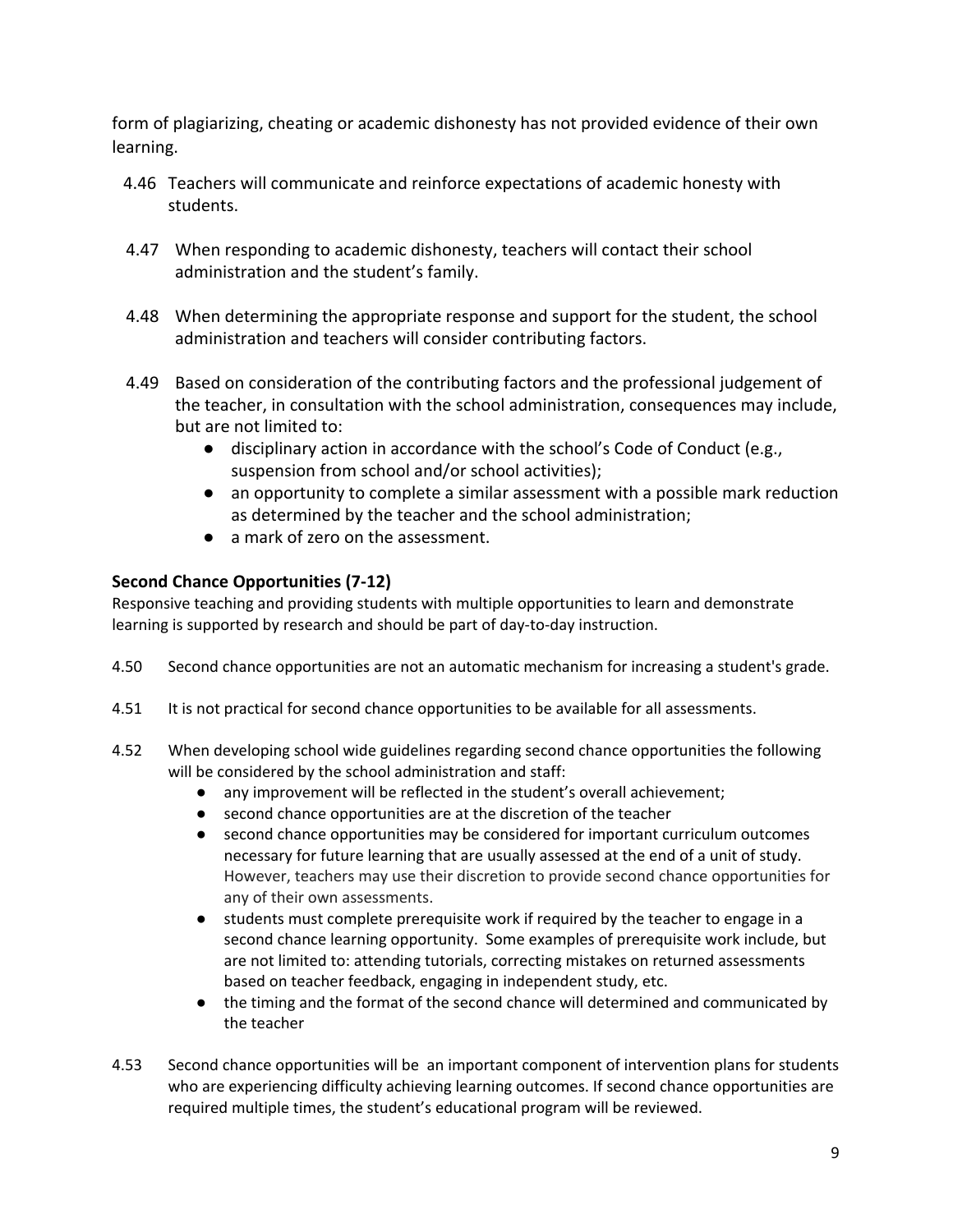form of plagiarizing, cheating or academic dishonesty has not provided evidence of their own learning.

4.46 Teachers will communicate and reinforce expectations of academic honesty with students.

4.47 When responding to academic dishonesty, teachers will contact their school administration and the student's family.

4.48 When determining the appropriate response and support for the student, the school administration and teachers will consider contributing factors.

4.49 Based on consideration of the contributing factors and the professional judgement of the teacher, in consultation with the school administration, consequences may include, but are not limited to:

- disciplinary action in accordance with the school's Code of Conduct (e.g., suspension from school and/or school activities);
- an opportunity to complete a similar assessment with a possible mark reduction as determined by the teacher and the school administration;
- a mark of zero on the assessment.

### Second Chance Opportunities (7-12)

Responsive teaching and providing students with multiple opportunities to learn and demonstrate learning is supported by research and should be part of day-to-day instruction.

4.50 Second chance opportunities are not an automatic mechanism for increasing a student's grade.

4.51 It is not practical for second chance opportunities to be available for all assessments.

4.52 When developing school wide guidelines regarding second chance opportunities the following will be considered by the school administration and staff:

- any improvement will be reflected in the student's overall achievement;
- second chance opportunities are at the discretion of the teacher
- second chance opportunities may be considered for important curriculum outcomes necessary for future learning that are usually assessed at the end of a unit of study. However, teachers may use their discretion to provide second chance opportunities for any of their own assessments.
- students must complete prerequisite work if required by the teacher to engage in a second chance learning opportunity. Some examples of prerequisite work include, but are not limited to: attending tutorials, correcting mistakes on returned assessments based on teacher feedback, engaging in independent study, etc.
- the timing and the format of the second chance will determined and communicated by the teacher

4.53 Second chance opportunities will be an important component of intervention plans for students who are experiencing difficulty achieving learning outcomes. If second chance opportunities are required multiple times, the student's educational program will be reviewed.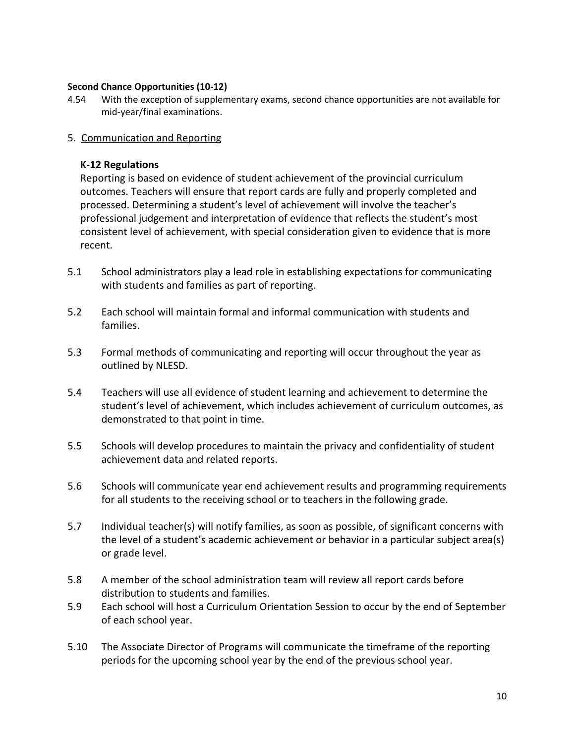**Second Chance Opportunities (10-12)**

4.54 With the exception of supplementary exams, second chance opportunities are not available for mid-year/final examinations.

## 5. Communication and Reporting

**K-12 Regulations**

Reporting is based on evidence of student achievement of the provincial curriculum outcomes. Teachers will ensure that report cards are fully and properly completed and processed. Determining a student's level of achievement will involve the teacher's professional judgement and interpretation of evidence that reflects the student's most consistent level of achievement, with special consideration given to evidence that is more recent.

5.1 School administrators play a lead role in establishing expectations for communicating with students and families as part of reporting.

5.2 Each school will maintain formal and informal communication with students and families.

5.3 Formal methods of communicating and reporting will occur throughout the year as outlined by NLESD.

5.4 Teachers will use all evidence of student learning and achievement to determine the student's level of achievement, which includes achievement of curriculum outcomes, as demonstrated to that point in time.

5.5 Schools will develop procedures to maintain the privacy and confidentiality of student achievement data and related reports.

5.6 Schools will communicate year end achievement results and programming requirements for all students to the receiving school or to teachers in the following grade.

5.7 Individual teacher(s) will notify families, as soon as possible, of significant concerns with the level of a student's academic achievement or behavior in a particular subject area(s) or grade level.

5.8 A member of the school administration team will review all report cards before distribution to students and families.

5.9 Each school will host a Curriculum Orientation Session to occur by the end of September of each school year.

5.10 The Associate Director of Programs will communicate the timeframe of the reporting periods for the upcoming school year by the end of the previous school year.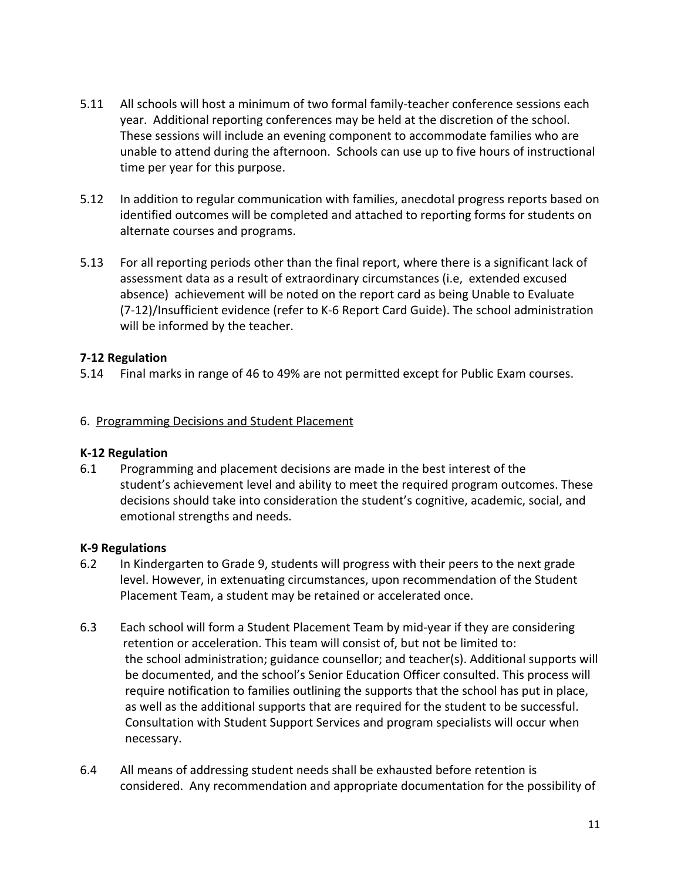5.11 All schools will host a minimum of two formal family-teacher conference sessions each year. Additional reporting conferences may be held at the discretion of the school. These sessions will include an evening component to accommodate families who are unable to attend during the afternoon. Schools can use up to five hours of instructional time per year for this purpose.

5.12 In addition to regular communication with families, anecdotal progress reports based on identified outcomes will be completed and attached to reporting forms for students on alternate courses and programs.

5.13 For all reporting periods other than the final report, where there is a significant lack of assessment data as a result of extraordinary circumstances (i.e, extended excused absence) achievement will be noted on the report card as being Unable to Evaluate (7-12)/Insufficient evidence (refer to K-6 Report Card Guide). The school administration will be informed by the teacher.

**7-12 Regulation**

5.14 Final marks in range of 46 to 49% are not permitted except for Public Exam courses.

6. <u>Programming Decisions and Student Placement</u>

**K-12 Regulation**

6.1 Programming and placement decisions are made in the best interest of the student's achievement level and ability to meet the required program outcomes. These decisions should take into consideration the student's cognitive, academic, social, and emotional strengths and needs.

**K-9 Regulations**

6.2 In Kindergarten to Grade 9, students will progress with their peers to the next grade level. However, in extenuating circumstances, upon recommendation of the Student Placement Team, a student may be retained or accelerated once.

6.3 Each school will form a Student Placement Team by mid-year if they are considering retention or acceleration. This team will consist of, but not be limited to: the school administration; guidance counsellor; and teacher(s). Additional supports will be documented, and the school's Senior Education Officer consulted. This process will require notification to families outlining the supports that the school has put in place, as well as the additional supports that are required for the student to be successful. Consultation with Student Support Services and program specialists will occur when necessary.

6.4 All means of addressing student needs shall be exhausted before retention is considered. Any recommendation and appropriate documentation for the possibility of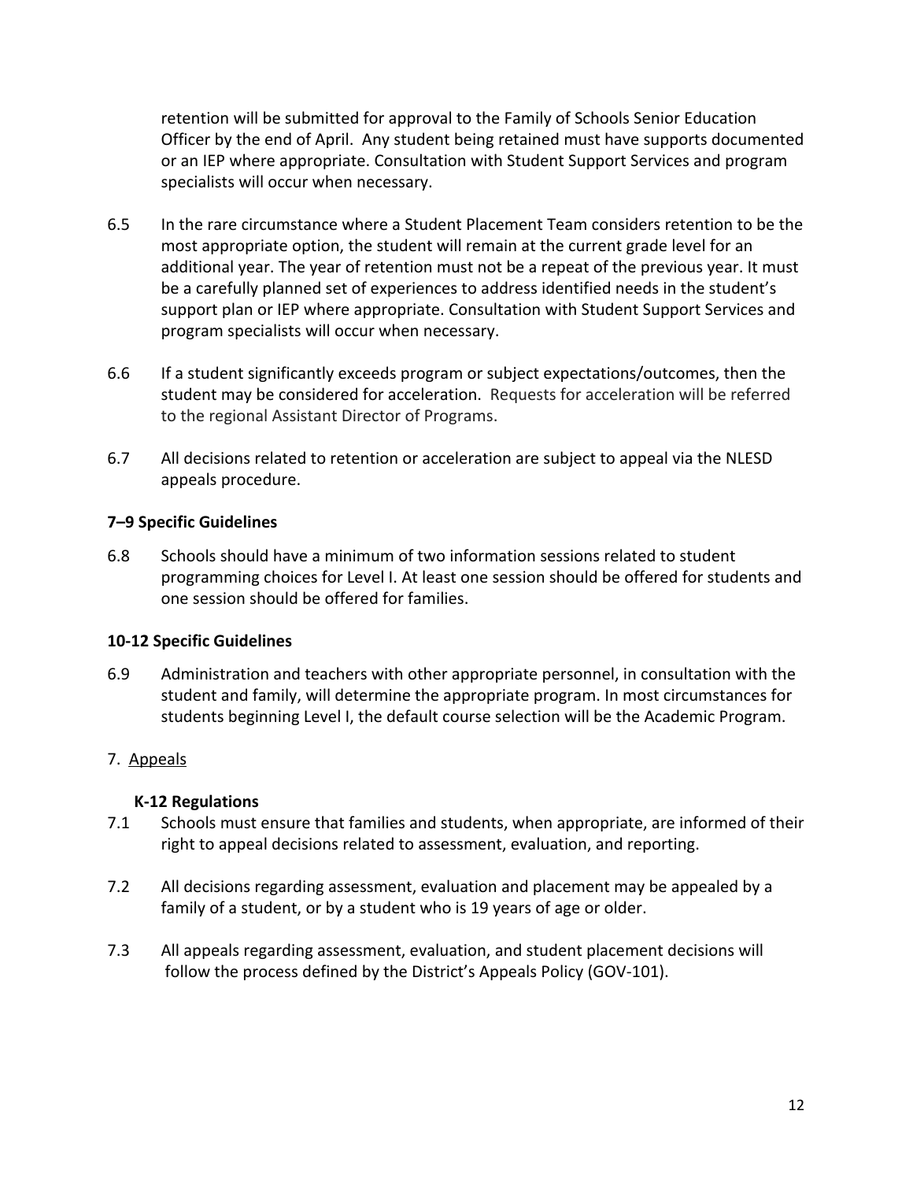retention will be submitted for approval to the Family of Schools Senior Education Officer by the end of April. Any student being retained must have supports documented or an IEP where appropriate. Consultation with Student Support Services and program specialists will occur when necessary.

6.5 In the rare circumstance where a Student Placement Team considers retention to be the most appropriate option, the student will remain at the current grade level for an additional year. The year of retention must not be a repeat of the previous year. It must be a carefully planned set of experiences to address identified needs in the student's support plan or IEP where appropriate. Consultation with Student Support Services and program specialists will occur when necessary.

6.6 If a student significantly exceeds program or subject expectations/outcomes, then the student may be considered for acceleration. Requests for acceleration will be referred to the regional Assistant Director of Programs.

6.7 All decisions related to retention or acceleration are subject to appeal via the NLESD appeals procedure.

**7–9 Specific Guidelines**

6.8 Schools should have a minimum of two information sessions related to student programming choices for Level I. At least one session should be offered for students and one session should be offered for families.

**10-12 Specific Guidelines**

6.9 Administration and teachers with other appropriate personnel, in consultation with the student and family, will determine the appropriate program. In most circumstances for students beginning Level I, the default course selection will be the Academic Program.

7. Appeals

**K-12 Regulations**

7.1 Schools must ensure that families and students, when appropriate, are informed of their right to appeal decisions related to assessment, evaluation, and reporting.

7.2 All decisions regarding assessment, evaluation and placement may be appealed by a family of a student, or by a student who is 19 years of age or older.

7.3 All appeals regarding assessment, evaluation, and student placement decisions will follow the process defined by the District's Appeals Policy (GOV-101).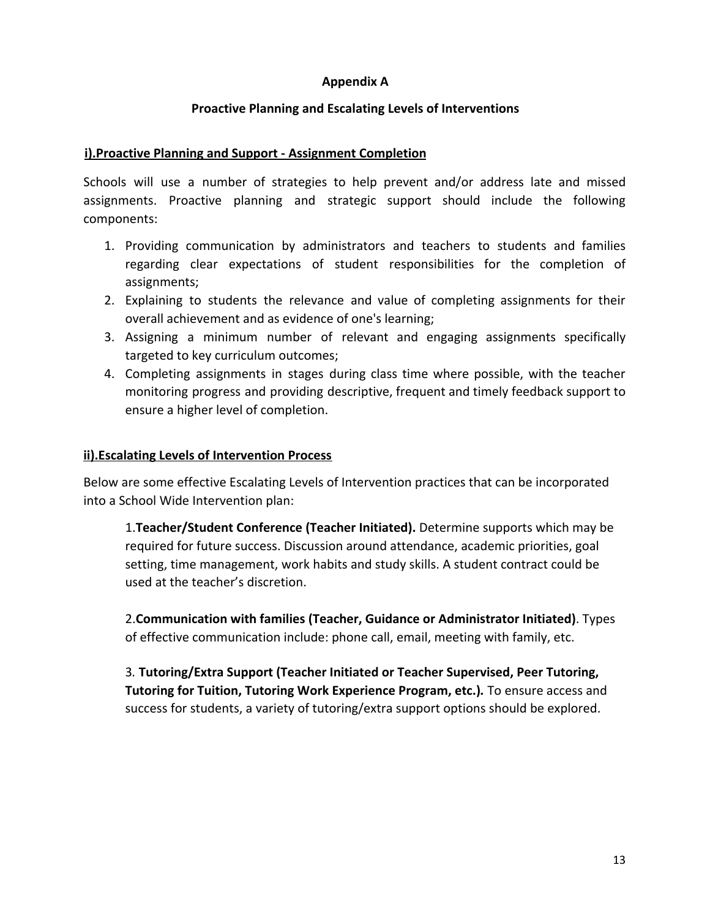# Appendix A

## Proactive Planning and Escalating Levels of Interventions

### i).Proactive Planning and Support - Assignment Completion

Schools will use a number of strategies to help prevent and/or address late and missed assignments. Proactive planning and strategic support should include the following components:

1. Providing communication by administrators and teachers to students and families regarding clear expectations of student responsibilities for the completion of assignments;
2. Explaining to students the relevance and value of completing assignments for their overall achievement and as evidence of one's learning;
3. Assigning a minimum number of relevant and engaging assignments specifically targeted to key curriculum outcomes;
4. Completing assignments in stages during class time where possible, with the teacher monitoring progress and providing descriptive, frequent and timely feedback support to ensure a higher level of completion.

### ii).Escalating Levels of Intervention Process

Below are some effective Escalating Levels of Intervention practices that can be incorporated into a School Wide Intervention plan:

1.**Teacher/Student Conference (Teacher Initiated).** Determine supports which may be required for future success. Discussion around attendance, academic priorities, goal setting, time management, work habits and study skills. A student contract could be used at the teacher's discretion.

2.**Communication with families (Teacher, Guidance or Administrator Initiated)**. Types of effective communication include: phone call, email, meeting with family, etc.

3. **Tutoring/Extra Support (Teacher Initiated or Teacher Supervised, Peer Tutoring, Tutoring for Tuition, Tutoring Work Experience Program, etc.).** To ensure access and success for students, a variety of tutoring/extra support options should be explored.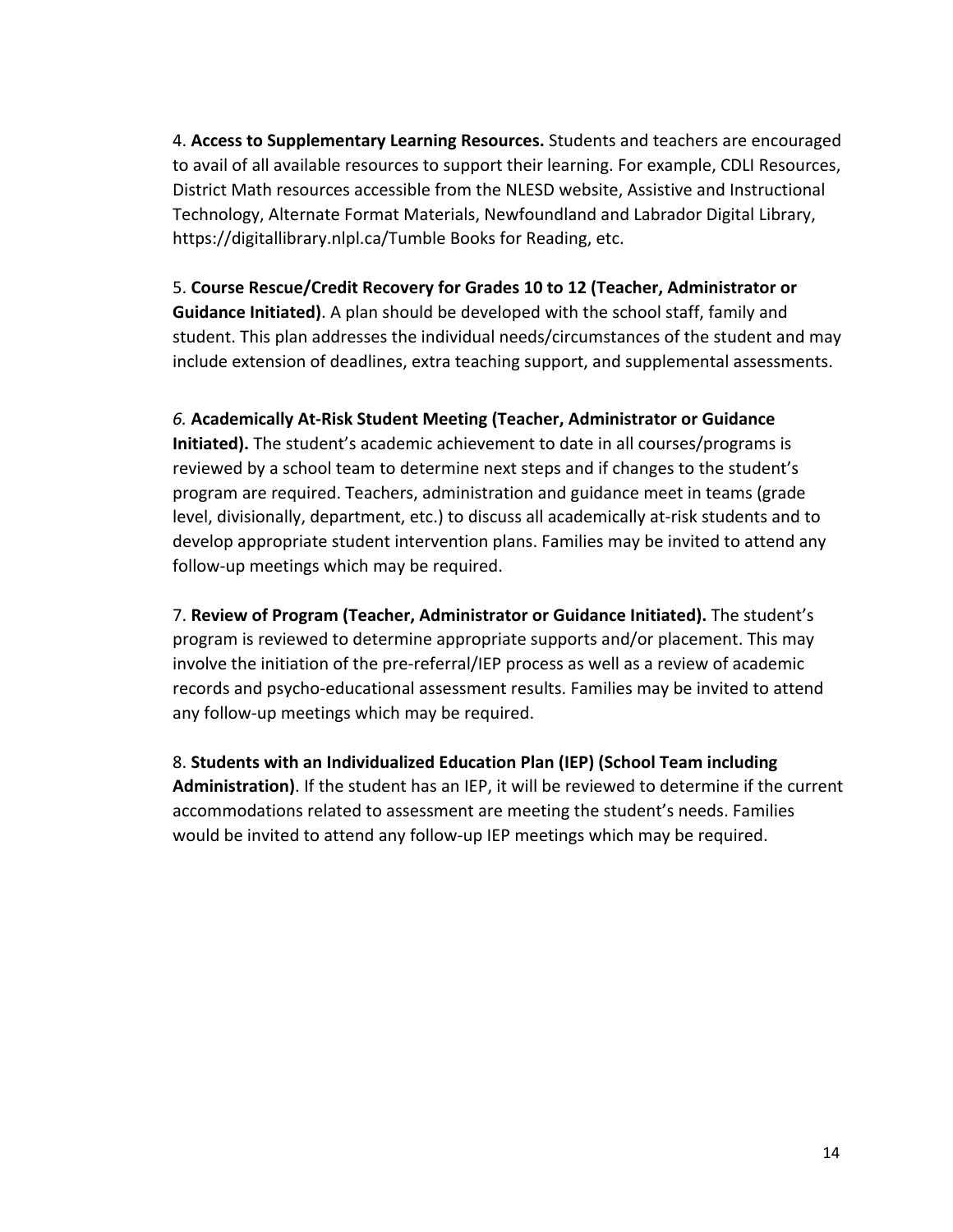4. **Access to Supplementary Learning Resources.** Students and teachers are encouraged to avail of all available resources to support their learning. For example, CDLI Resources, District Math resources accessible from the NLESD website, Assistive and Instructional Technology, Alternate Format Materials, Newfoundland and Labrador Digital Library, https://digitallibrary.nlpl.ca/Tumble Books for Reading, etc.

5. **Course Rescue/Credit Recovery for Grades 10 to 12 (Teacher, Administrator or Guidance Initiated)**. A plan should be developed with the school staff, family and student. This plan addresses the individual needs/circumstances of the student and may include extension of deadlines, extra teaching support, and supplemental assessments.

*6.* **Academically At-Risk Student Meeting (Teacher, Administrator or Guidance Initiated).** The student's academic achievement to date in all courses/programs is reviewed by a school team to determine next steps and if changes to the student's program are required. Teachers, administration and guidance meet in teams (grade level, divisionally, department, etc.) to discuss all academically at-risk students and to develop appropriate student intervention plans. Families may be invited to attend any follow-up meetings which may be required.

7. **Review of Program (Teacher, Administrator or Guidance Initiated).** The student's program is reviewed to determine appropriate supports and/or placement. This may involve the initiation of the pre-referral/IEP process as well as a review of academic records and psycho-educational assessment results. Families may be invited to attend any follow-up meetings which may be required.

8. **Students with an Individualized Education Plan (IEP) (School Team including Administration)**. If the student has an IEP, it will be reviewed to determine if the current accommodations related to assessment are meeting the student's needs. Families would be invited to attend any follow-up IEP meetings which may be required.